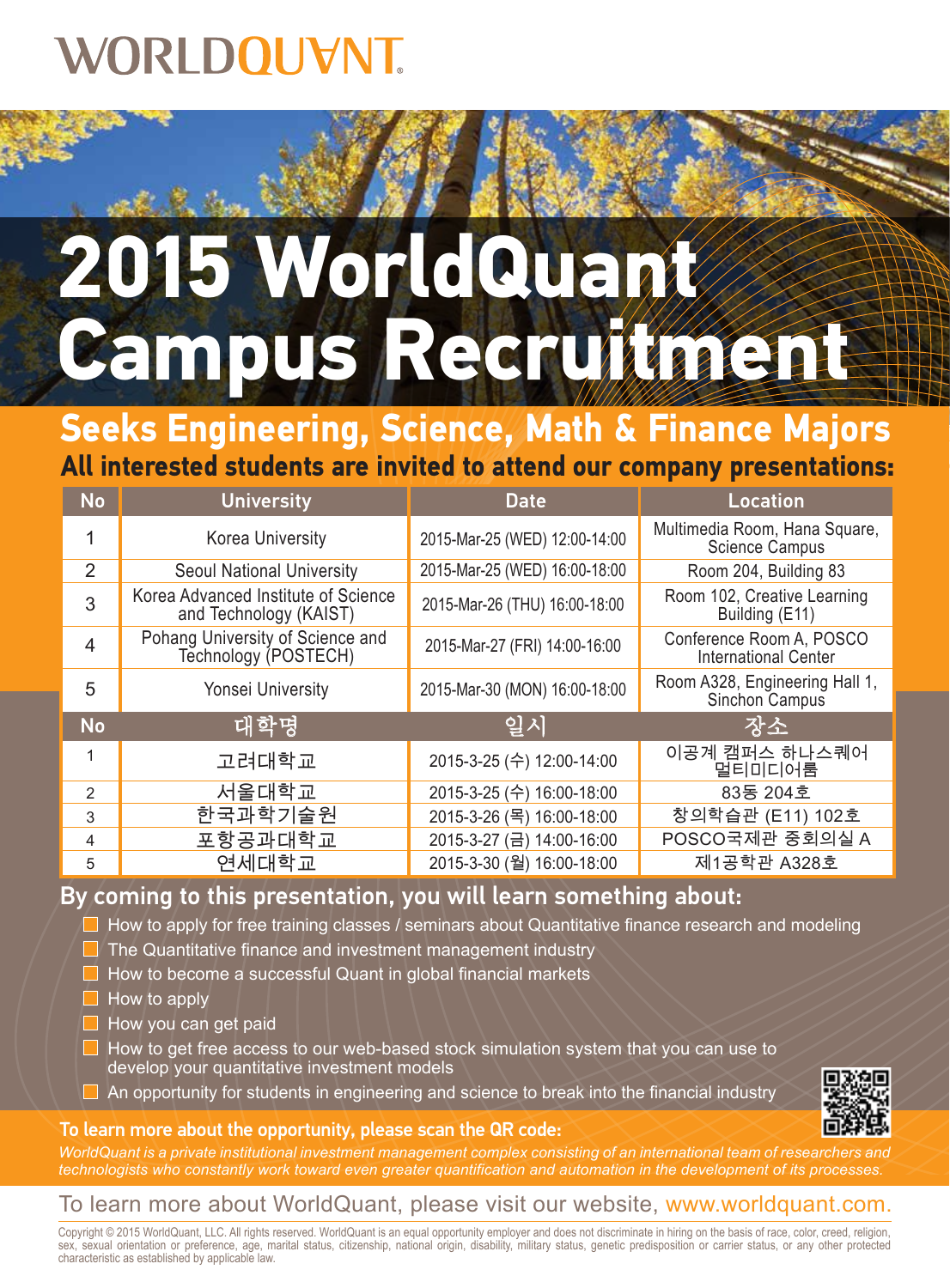# WORLDQUANT

# 2015 WorldQuant Campus Recruitment

## Seeks Engineering, Science, Math & Finance Majors

**All interested students are invited to attend our company presentations:**

| No | University | Date | Location |
|---|---|---|---|
| 1 | Korea University | 2015-Mar-25 (WED) 12:00-14:00 | Multimedia Room, Hana Square, Science Campus |
| 2 | Seoul National University | 2015-Mar-25 (WED) 16:00-18:00 | Room 204, Building 83 |
| 3 | Korea Advanced Institute of Science and Technology (KAIST) | 2015-Mar-26 (THU) 16:00-18:00 | Room 102, Creative Learning Building (E11) |
| 4 | Pohang University of Science and Technology (POSTECH) | 2015-Mar-27 (FRI) 14:00-16:00 | Conference Room A, POSCO International Center |
| 5 | Yonsei University | 2015-Mar-30 (MON) 16:00-18:00 | Room A328, Engineering Hall 1, Sinchon Campus |
| **No** | **대학명** | **일시** | **장소** |
| 1 | 고려대학교 | 2015-3-25 (수) 12:00-14:00 | 이공계 캠퍼스 하나스퀘어 멀티미디어룸 |
| 2 | 서울대학교 | 2015-3-25 (수) 16:00-18:00 | 83동 204호 |
| 3 | 한국과학기술원 | 2015-3-26 (목) 16:00-18:00 | 창의학습관 (E11) 102호 |
| 4 | 포항공과대학교 | 2015-3-27 (금) 14:00-16:00 | POSCO국제관 중회의실 A |
| 5 | 연세대학교 | 2015-3-30 (월) 16:00-18:00 | 제1공학관 A328호 |

### By coming to this presentation, you will learn something about:

- How to apply for free training classes / seminars about Quantitative finance research and modeling
- The Quantitative finance and investment management industry
- How to become a successful Quant in global financial markets
- How to apply
- How you can get paid
- How to get free access to our web-based stock simulation system that you can use to develop your quantitative investment models
- An opportunity for students in engineering and science to break into the financial industry

**To learn more about the opportunity, please scan the QR code:**

*WorldQuant is a private institutional investment management complex consisting of an international team of researchers and technologists who constantly work toward even greater quantification and automation in the development of its processes.*

To learn more about WorldQuant, please visit our website, www.worldquant.com.

Copyright © 2015 WorldQuant, LLC. All rights reserved. WorldQuant is an equal opportunity employer and does not discriminate in hiring on the basis of race, color, creed, religion, sex, sexual orientation or preference, age, marital status, citizenship, national origin, disability, military status, genetic predisposition or carrier status, or any other protected characteristic as established by applicable law.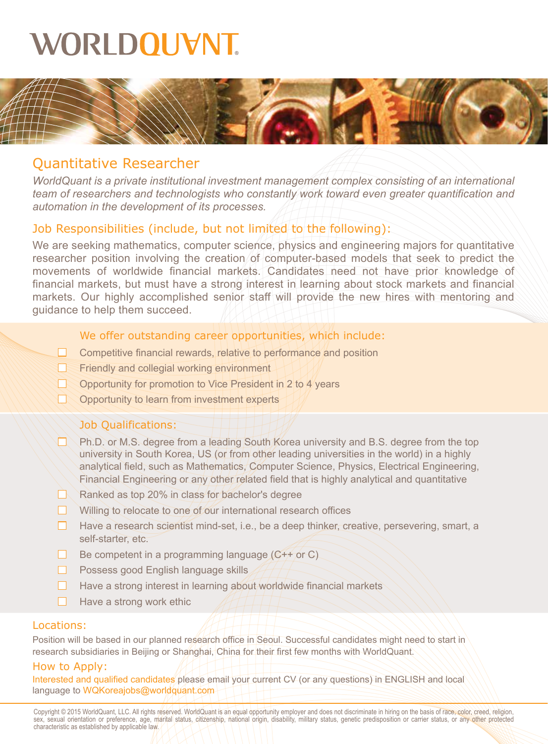# WORLDQUANT

## Quantitative Researcher

*WorldQuant is a private institutional investment management complex consisting of an international team of researchers and technologists who constantly work toward even greater quantification and automation in the development of its processes.*

### Job Responsibilities (include, but not limited to the following):

We are seeking mathematics, computer science, physics and engineering majors for quantitative researcher position involving the creation of computer-based models that seek to predict the movements of worldwide financial markets. Candidates need not have prior knowledge of financial markets, but must have a strong interest in learning about stock markets and financial markets. Our highly accomplished senior staff will provide the new hires with mentoring and guidance to help them succeed.

### We offer outstanding career opportunities, which include:

- Competitive financial rewards, relative to performance and position
- Friendly and collegial working environment
- Opportunity for promotion to Vice President in 2 to 4 years
- Opportunity to learn from investment experts

### Job Qualifications:

- Ph.D. or M.S. degree from a leading South Korea university and B.S. degree from the top university in South Korea, US (or from other leading universities in the world) in a highly analytical field, such as Mathematics, Computer Science, Physics, Electrical Engineering, Financial Engineering or any other related field that is highly analytical and quantitative
- Ranked as top 20% in class for bachelor's degree
- Willing to relocate to one of our international research offices
- Have a research scientist mind-set, i.e., be a deep thinker, creative, persevering, smart, a self-starter, etc.
- Be competent in a programming language (C++ or C)
- Possess good English language skills
- Have a strong interest in learning about worldwide financial markets
- Have a strong work ethic

### Locations:

Position will be based in our planned research office in Seoul. Successful candidates might need to start in research subsidiaries in Beijing or Shanghai, China for their first few months with WorldQuant.

### How to Apply:

Interested and qualified candidates please email your current CV (or any questions) in ENGLISH and local language to WQKoreajobs@worldquant.com

Copyright © 2015 WorldQuant, LLC. All rights reserved. WorldQuant is an equal opportunity employer and does not discriminate in hiring on the basis of race, color, creed, religion, sex, sexual orientation or preference, age, marital status, citizenship, national origin, disability, military status, genetic predisposition or carrier status, or any other protected characteristic as established by applicable law.